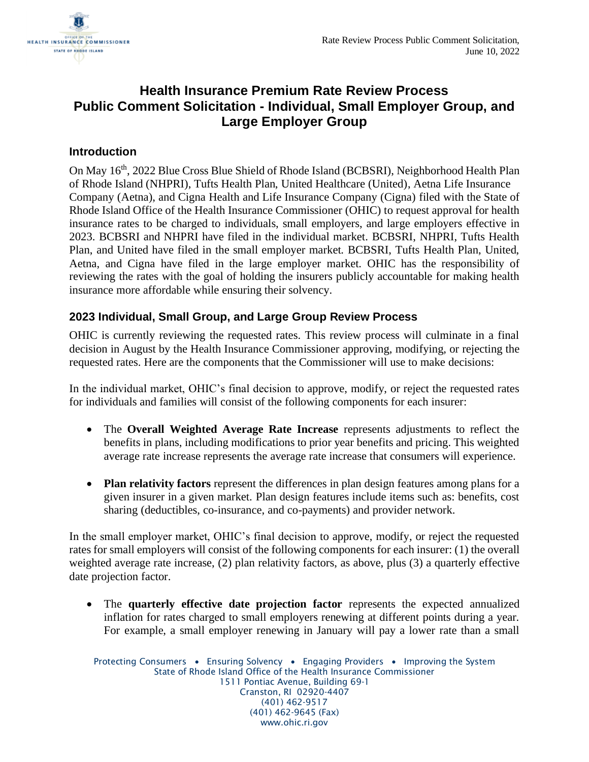# Health Insurance Premium Rate Review Process Public Comment Solicitation - Individual, Small Employer Group, and Large Employer Group

## Introduction

On May 16th, 2022 Blue Cross Blue Shield of Rhode Island (BCBSRI), Neighborhood Health Plan of Rhode Island (NHPRI), Tufts Health Plan, United Healthcare (United), Aetna Life Insurance Company (Aetna), and Cigna Health and Life Insurance Company (Cigna) filed with the State of Rhode Island Office of the Health Insurance Commissioner (OHIC) to request approval for health insurance rates to be charged to individuals, small employers, and large employers effective in 2023. BCBSRI and NHPRI have filed in the individual market. BCBSRI, NHPRI, Tufts Health Plan, and United have filed in the small employer market. BCBSRI, Tufts Health Plan, United, Aetna, and Cigna have filed in the large employer market. OHIC has the responsibility of reviewing the rates with the goal of holding the insurers publicly accountable for making health insurance more affordable while ensuring their solvency.

## 2023 Individual, Small Group, and Large Group Review Process

OHIC is currently reviewing the requested rates. This review process will culminate in a final decision in August by the Health Insurance Commissioner approving, modifying, or rejecting the requested rates. Here are the components that the Commissioner will use to make decisions:

In the individual market, OHIC's final decision to approve, modify, or reject the requested rates for individuals and families will consist of the following components for each insurer:

- The **Overall Weighted Average Rate Increase** represents adjustments to reflect the benefits in plans, including modifications to prior year benefits and pricing. This weighted average rate increase represents the average rate increase that consumers will experience.
- **Plan relativity factors** represent the differences in plan design features among plans for a given insurer in a given market. Plan design features include items such as: benefits, cost sharing (deductibles, co-insurance, and co-payments) and provider network.

In the small employer market, OHIC's final decision to approve, modify, or reject the requested rates for small employers will consist of the following components for each insurer: (1) the overall weighted average rate increase, (2) plan relativity factors, as above, plus (3) a quarterly effective date projection factor.

- The **quarterly effective date projection factor** represents the expected annualized inflation for rates charged to small employers renewing at different points during a year. For example, a small employer renewing in January will pay a lower rate than a small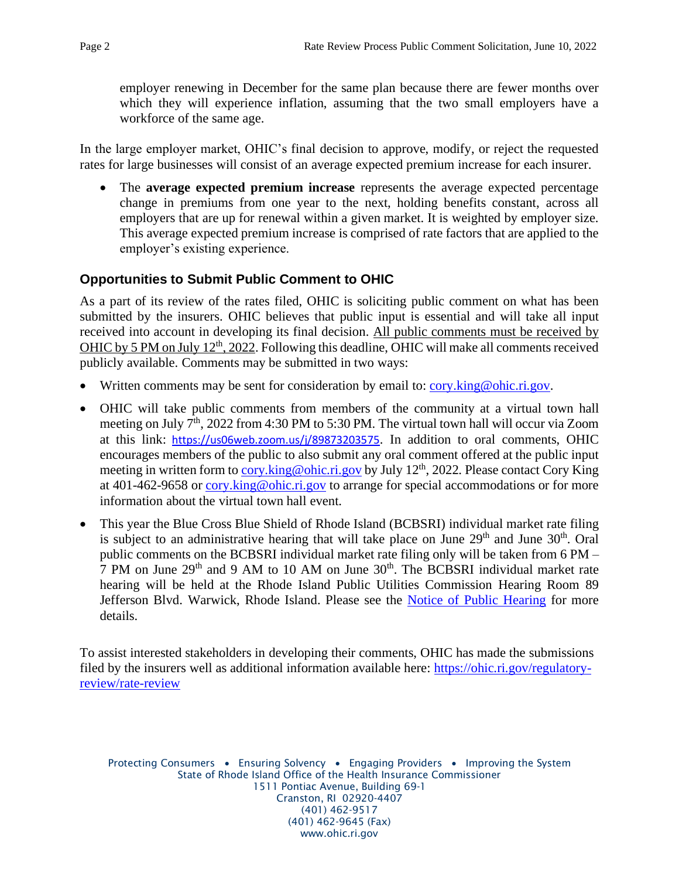employer renewing in December for the same plan because there are fewer months over which they will experience inflation, assuming that the two small employers have a workforce of the same age.

In the large employer market, OHIC's final decision to approve, modify, or reject the requested rates for large businesses will consist of an average expected premium increase for each insurer.

- The **average expected premium increase** represents the average expected percentage change in premiums from one year to the next, holding benefits constant, across all employers that are up for renewal within a given market. It is weighted by employer size. This average expected premium increase is comprised of rate factors that are applied to the employer's existing experience.

### Opportunities to Submit Public Comment to OHIC

As a part of its review of the rates filed, OHIC is soliciting public comment on what has been submitted by the insurers. OHIC believes that public input is essential and will take all input received into account in developing its final decision. All public comments must be received by OHIC by 5 PM on July 12th, 2022. Following this deadline, OHIC will make all comments received publicly available. Comments may be submitted in two ways:

- Written comments may be sent for consideration by email to: cory.king@ohic.ri.gov.
- OHIC will take public comments from members of the community at a virtual town hall meeting on July 7th, 2022 from 4:30 PM to 5:30 PM. The virtual town hall will occur via Zoom at this link: https://us06web.zoom.us/j/89873203575. In addition to oral comments, OHIC encourages members of the public to also submit any oral comment offered at the public input meeting in written form to cory.king@ohic.ri.gov by July 12th, 2022. Please contact Cory King at 401-462-9658 or cory.king@ohic.ri.gov to arrange for special accommodations or for more information about the virtual town hall event.
- This year the Blue Cross Blue Shield of Rhode Island (BCBSRI) individual market rate filing is subject to an administrative hearing that will take place on June 29th and June 30th. Oral public comments on the BCBSRI individual market rate filing only will be taken from 6 PM – 7 PM on June 29th and 9 AM to 10 AM on June 30th. The BCBSRI individual market rate hearing will be held at the Rhode Island Public Utilities Commission Hearing Room 89 Jefferson Blvd. Warwick, Rhode Island. Please see the Notice of Public Hearing for more details.

To assist interested stakeholders in developing their comments, OHIC has made the submissions filed by the insurers well as additional information available here: https://ohic.ri.gov/regulatory-review/rate-review

Protecting Consumers • Ensuring Solvency • Engaging Providers • Improving the System
State of Rhode Island Office of the Health Insurance Commissioner
1511 Pontiac Avenue, Building 69-1
Cranston, RI 02920-4407
(401) 462-9517
(401) 462-9645 (Fax)
www.ohic.ri.gov